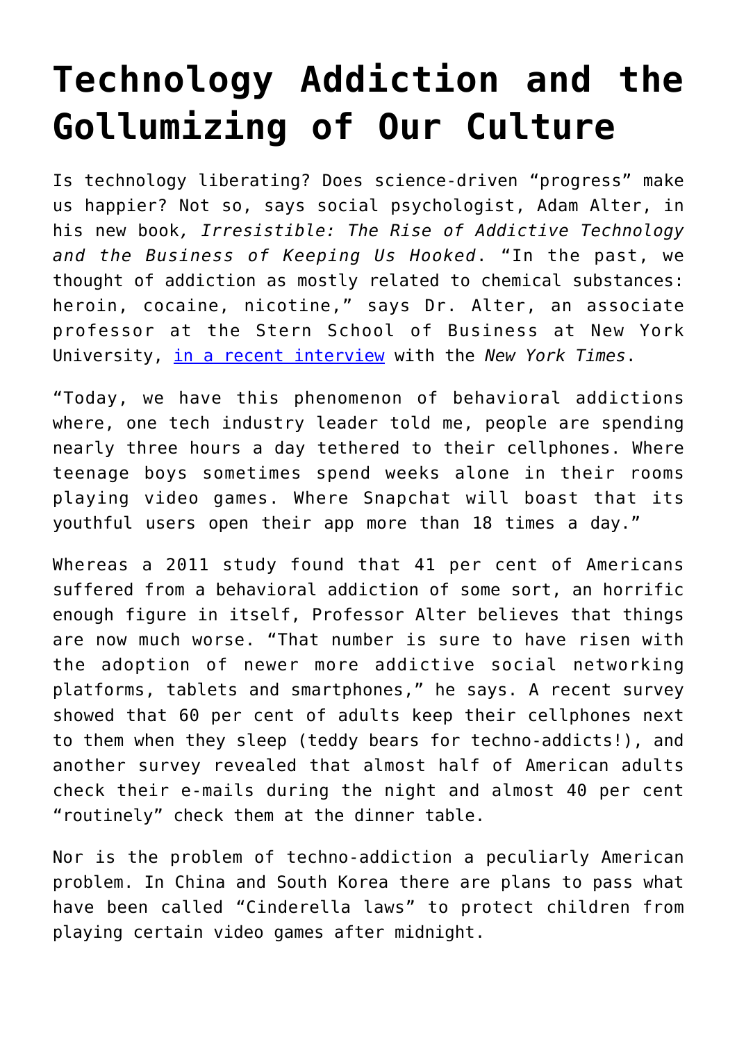# Technology Addiction and the Gollumizing of Our Culture

Is technology liberating? Does science-driven "progress" make us happier? Not so, says social psychologist, Adam Alter, in his new book, *Irresistible: The Rise of Addictive Technology and the Business of Keeping Us Hooked*. "In the past, we thought of addiction as mostly related to chemical substances: heroin, cocaine, nicotine," says Dr. Alter, an associate professor at the Stern School of Business at New York University, [in a recent interview]() with the *New York Times*.

"Today, we have this phenomenon of behavioral addictions where, one tech industry leader told me, people are spending nearly three hours a day tethered to their cellphones. Where teenage boys sometimes spend weeks alone in their rooms playing video games. Where Snapchat will boast that its youthful users open their app more than 18 times a day."

Whereas a 2011 study found that 41 per cent of Americans suffered from a behavioral addiction of some sort, an horrific enough figure in itself, Professor Alter believes that things are now much worse. "That number is sure to have risen with the adoption of newer more addictive social networking platforms, tablets and smartphones," he says. A recent survey showed that 60 per cent of adults keep their cellphones next to them when they sleep (teddy bears for techno-addicts!), and another survey revealed that almost half of American adults check their e-mails during the night and almost 40 per cent "routinely" check them at the dinner table.

Nor is the problem of techno-addiction a peculiarly American problem. In China and South Korea there are plans to pass what have been called "Cinderella laws" to protect children from playing certain video games after midnight.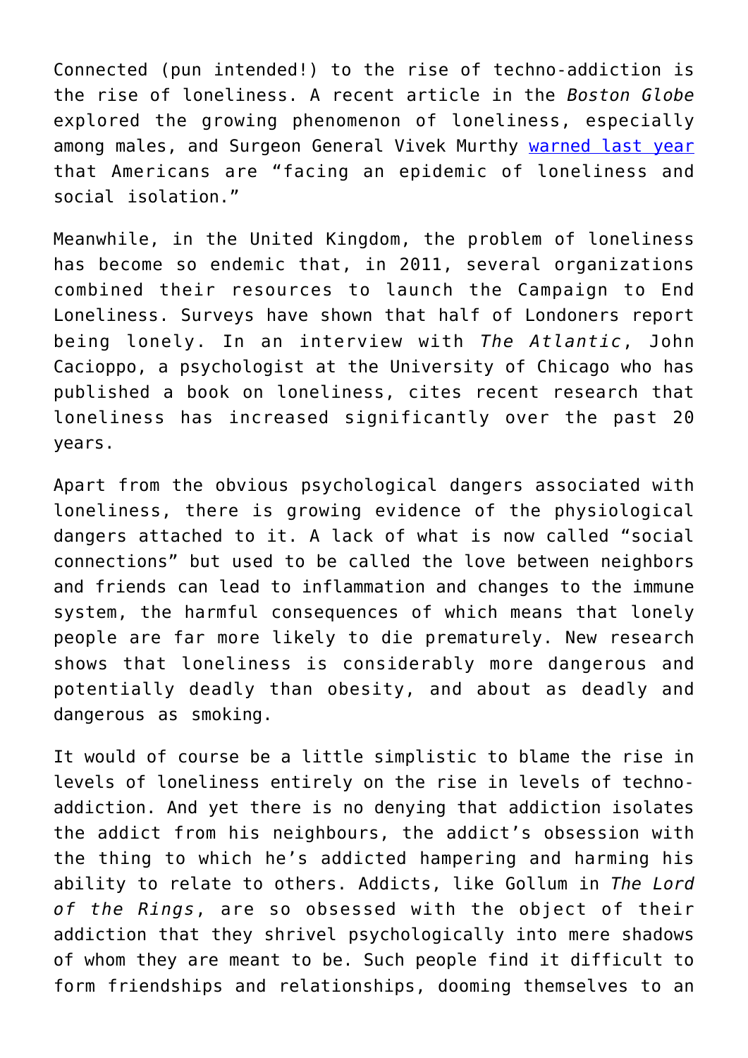Connected (pun intended!) to the rise of techno-addiction is the rise of loneliness. A recent article in the *Boston Globe* explored the growing phenomenon of loneliness, especially among males, and Surgeon General Vivek Murthy [warned last year] that Americans are "facing an epidemic of loneliness and social isolation."

Meanwhile, in the United Kingdom, the problem of loneliness has become so endemic that, in 2011, several organizations combined their resources to launch the Campaign to End Loneliness. Surveys have shown that half of Londoners report being lonely. In an interview with *The Atlantic*, John Cacioppo, a psychologist at the University of Chicago who has published a book on loneliness, cites recent research that loneliness has increased significantly over the past 20 years.

Apart from the obvious psychological dangers associated with loneliness, there is growing evidence of the physiological dangers attached to it. A lack of what is now called "social connections" but used to be called the love between neighbors and friends can lead to inflammation and changes to the immune system, the harmful consequences of which means that lonely people are far more likely to die prematurely. New research shows that loneliness is considerably more dangerous and potentially deadly than obesity, and about as deadly and dangerous as smoking.

It would of course be a little simplistic to blame the rise in levels of loneliness entirely on the rise in levels of techno-addiction. And yet there is no denying that addiction isolates the addict from his neighbours, the addict's obsession with the thing to which he's addicted hampering and harming his ability to relate to others. Addicts, like Gollum in *The Lord of the Rings*, are so obsessed with the object of their addiction that they shrivel psychologically into mere shadows of whom they are meant to be. Such people find it difficult to form friendships and relationships, dooming themselves to an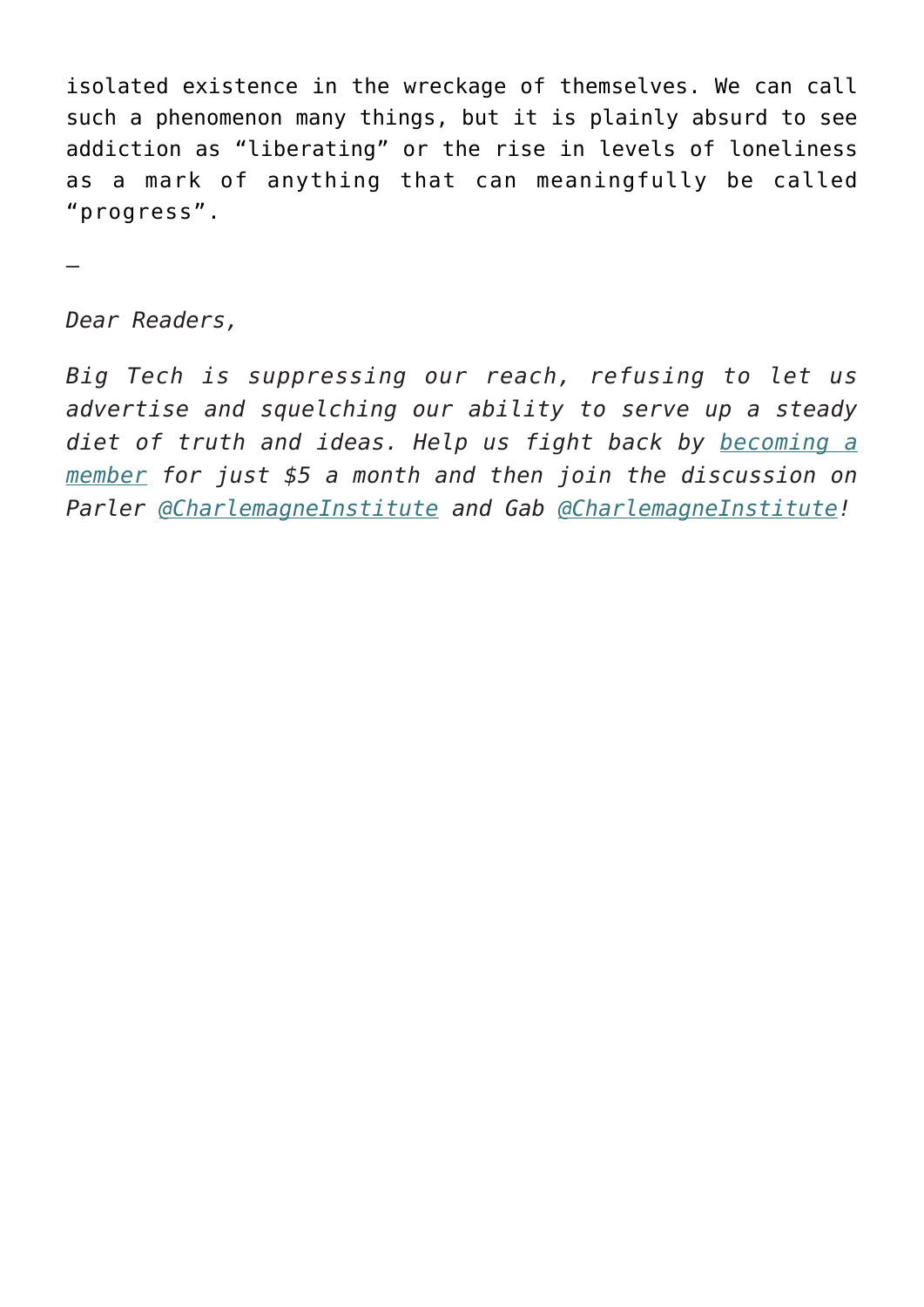isolated existence in the wreckage of themselves. We can call such a phenomenon many things, but it is plainly absurd to see addiction as "liberating" or the rise in levels of loneliness as a mark of anything that can meaningfully be called "progress".

—

*Dear Readers,*

*Big Tech is suppressing our reach, refusing to let us advertise and squelching our ability to serve up a steady diet of truth and ideas. Help us fight back by becoming a member for just $5 a month and then join the discussion on Parler @CharlemagneInstitute and Gab @CharlemagneInstitute!*